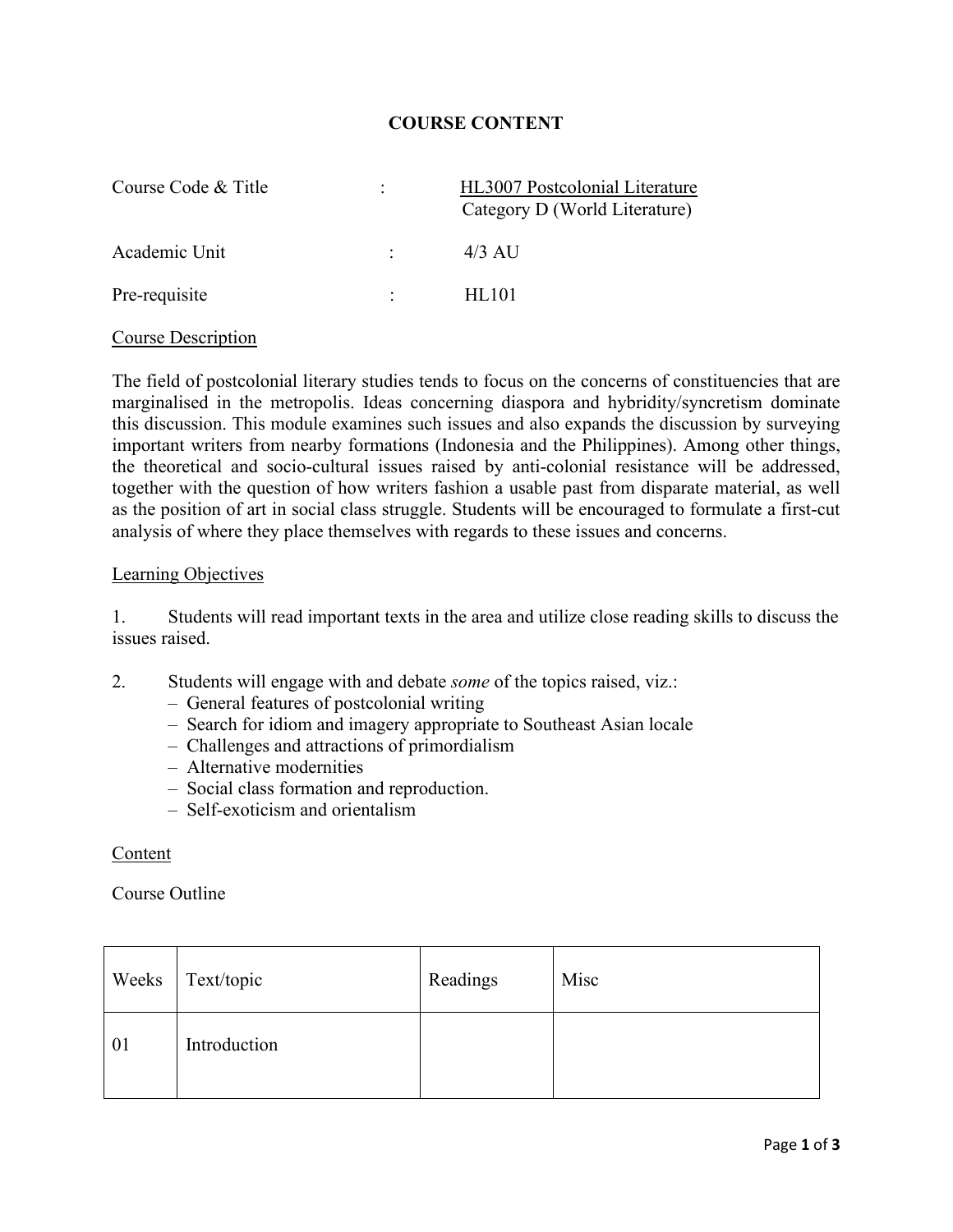# COURSE CONTENT

| | | |
|---|---|---|
| Course Code & Title | : | HL3007 Postcolonial Literature<br>Category D (World Literature) |
| Academic Unit | : | 4/3 AU |
| Pre-requisite | : | HL101 |

## Course Description

The field of postcolonial literary studies tends to focus on the concerns of constituencies that are marginalised in the metropolis. Ideas concerning diaspora and hybridity/syncretism dominate this discussion. This module examines such issues and also expands the discussion by surveying important writers from nearby formations (Indonesia and the Philippines). Among other things, the theoretical and socio-cultural issues raised by anti-colonial resistance will be addressed, together with the question of how writers fashion a usable past from disparate material, as well as the position of art in social class struggle. Students will be encouraged to formulate a first-cut analysis of where they place themselves with regards to these issues and concerns.

## Learning Objectives

1. Students will read important texts in the area and utilize close reading skills to discuss the issues raised.

2. Students will engage with and debate *some* of the topics raised, viz.:
   - General features of postcolonial writing
   - Search for idiom and imagery appropriate to Southeast Asian locale
   - Challenges and attractions of primordialism
   - Alternative modernities
   - Social class formation and reproduction.
   - Self-exoticism and orientalism

## Content

Course Outline

| Weeks | Text/topic | Readings | Misc |
|---|---|---|---|
| 01 | Introduction | | |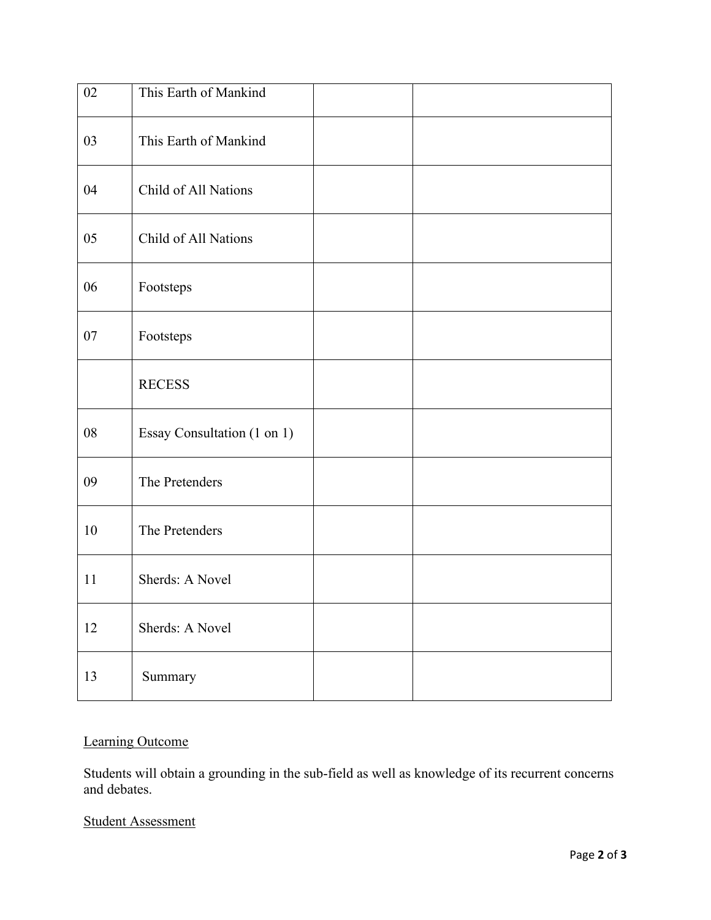| | | | |
|---|---|---|---|
| 02 | This Earth of Mankind | | |
| 03 | This Earth of Mankind | | |
| 04 | Child of All Nations | | |
| 05 | Child of All Nations | | |
| 06 | Footsteps | | |
| 07 | Footsteps | | |
| | RECESS | | |
| 08 | Essay Consultation (1 on 1) | | |
| 09 | The Pretenders | | |
| 10 | The Pretenders | | |
| 11 | Sherds: A Novel | | |
| 12 | Sherds: A Novel | | |
| 13 | Summary | | |

<u>Learning Outcome</u>

Students will obtain a grounding in the sub-field as well as knowledge of its recurrent concerns and debates.

<u>Student Assessment</u>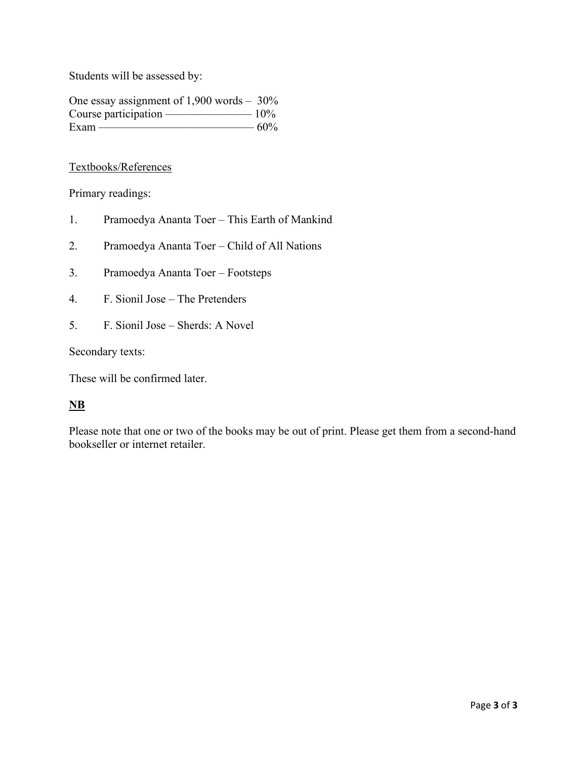Students will be assessed by:

One essay assignment of 1,900 words – 30%
Course participation ——————— 10%
Exam ———————————— 60%

Textbooks/References

Primary readings:

1. Pramoedya Ananta Toer – This Earth of Mankind
2. Pramoedya Ananta Toer – Child of All Nations
3. Pramoedya Ananta Toer – Footsteps
4. F. Sionil Jose – The Pretenders
5. F. Sionil Jose – Sherds: A Novel

Secondary texts:

These will be confirmed later.

**NB**

Please note that one or two of the books may be out of print. Please get them from a second-hand bookseller or internet retailer.